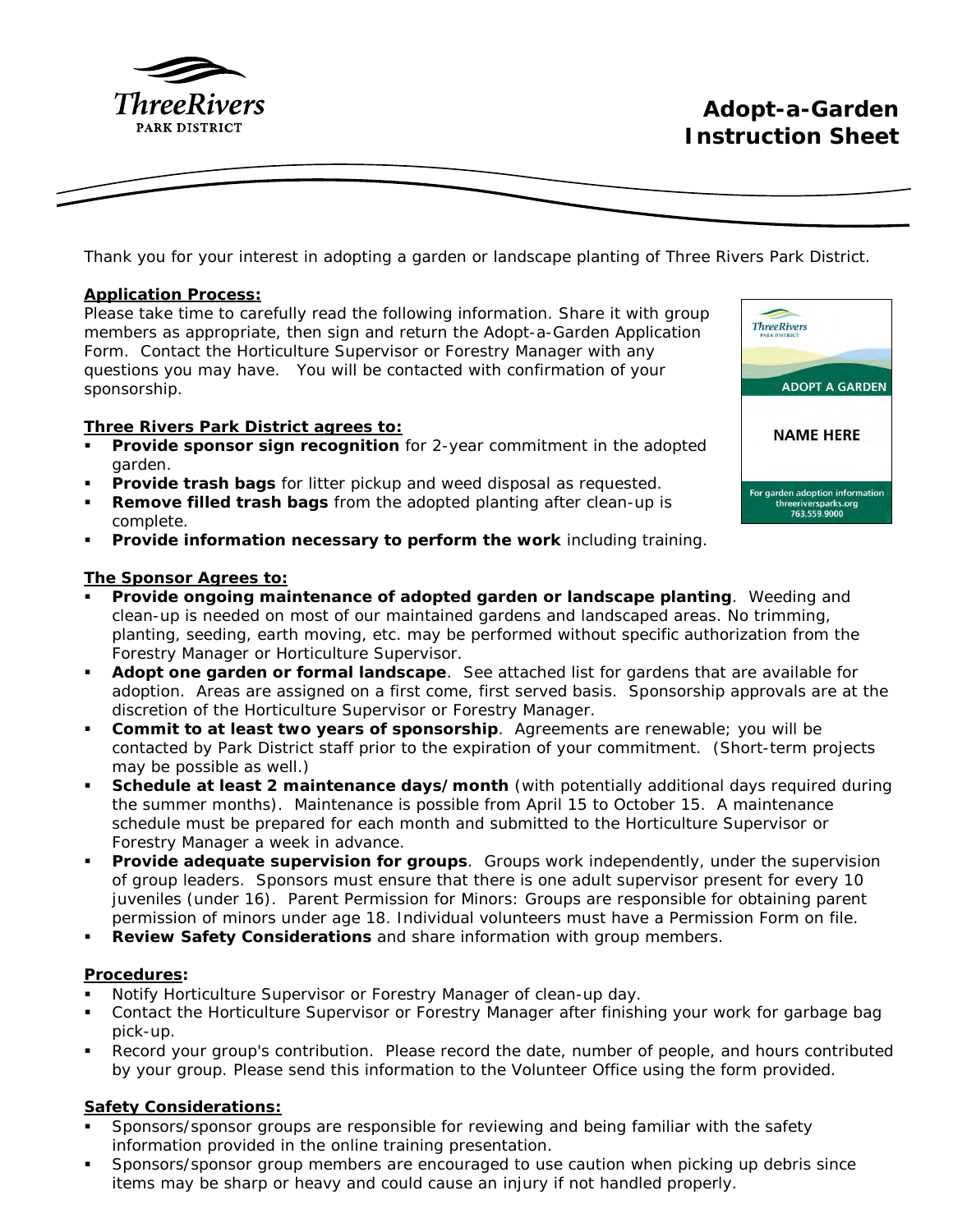# Adopt-a-Garden Instruction Sheet

Thank you for your interest in adopting a garden or landscape planting of Three Rivers Park District.

**Application Process:**

Please take time to carefully read the following information. Share it with group members as appropriate, then sign and return the Adopt-a-Garden Application Form. Contact the Horticulture Supervisor or Forestry Manager with any questions you may have. You will be contacted with confirmation of your sponsorship.

**Three Rivers Park District agrees to:**

- **Provide sponsor sign recognition** for 2-year commitment in the adopted garden.
- **Provide trash bags** for litter pickup and weed disposal as requested.
- **Remove filled trash bags** from the adopted planting after clean-up is complete.
- **Provide information necessary to perform the work** including training.

**The Sponsor Agrees to:**

- **Provide ongoing maintenance of adopted garden or landscape planting**. Weeding and clean-up is needed on most of our maintained gardens and landscaped areas. No trimming, planting, seeding, earth moving, etc. may be performed without specific authorization from the Forestry Manager or Horticulture Supervisor.
- **Adopt one garden or formal landscape**. See attached list for gardens that are available for adoption. Areas are assigned on a first come, first served basis. Sponsorship approvals are at the discretion of the Horticulture Supervisor or Forestry Manager.
- **Commit to at least two years of sponsorship**. Agreements are renewable; you will be contacted by Park District staff prior to the expiration of your commitment. (Short-term projects may be possible as well.)
- **Schedule at least 2 maintenance days/month** (with potentially additional days required during the summer months). Maintenance is possible from April 15 to October 15. A maintenance schedule must be prepared for each month and submitted to the Horticulture Supervisor or Forestry Manager a week in advance.
- **Provide adequate supervision for groups**. Groups work independently, under the supervision of group leaders. Sponsors must ensure that there is one adult supervisor present for every 10 juveniles (under 16). Parent Permission for Minors: Groups are responsible for obtaining parent permission of minors under age 18. Individual volunteers must have a Permission Form on file.
- **Review Safety Considerations** and share information with group members.

**Procedures:**

- Notify Horticulture Supervisor or Forestry Manager of clean-up day.
- Contact the Horticulture Supervisor or Forestry Manager after finishing your work for garbage bag pick-up.
- Record your group's contribution. Please record the date, number of people, and hours contributed by your group. Please send this information to the Volunteer Office using the form provided.

**Safety Considerations:**

- Sponsors/sponsor groups are responsible for reviewing and being familiar with the safety information provided in the online training presentation.
- Sponsors/sponsor group members are encouraged to use caution when picking up debris since items may be sharp or heavy and could cause an injury if not handled properly.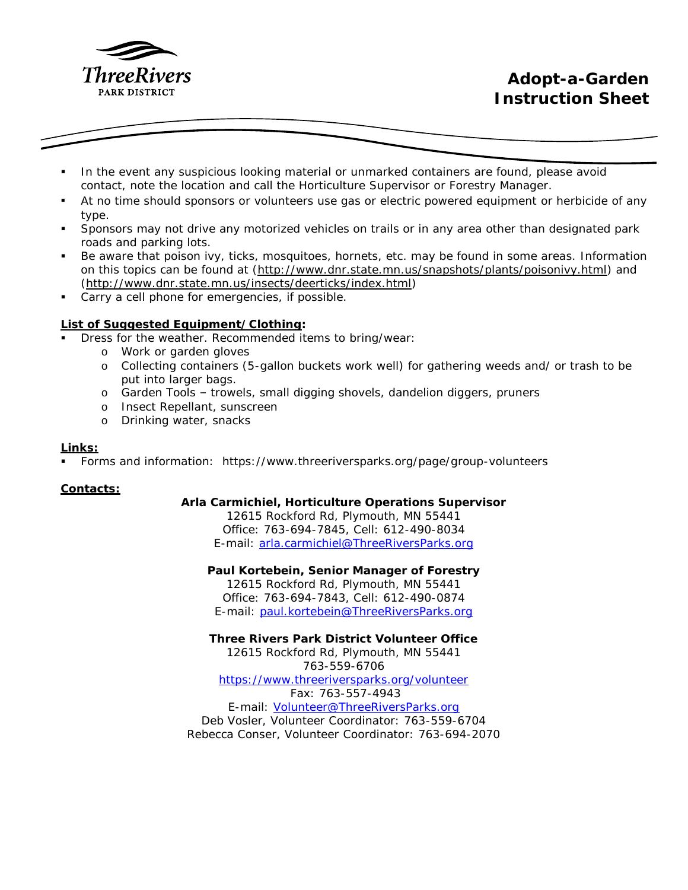- In the event any suspicious looking material or unmarked containers are found, please avoid contact, note the location and call the Horticulture Supervisor or Forestry Manager.
- At no time should sponsors or volunteers use gas or electric powered equipment or herbicide of any type.
- Sponsors may not drive any motorized vehicles on trails or in any area other than designated park roads and parking lots.
- Be aware that poison ivy, ticks, mosquitoes, hornets, etc. may be found in some areas. Information on this topics can be found at (http://www.dnr.state.mn.us/snapshots/plants/poisonivy.html) and (http://www.dnr.state.mn.us/insects/deerticks/index.html)
- Carry a cell phone for emergencies, if possible.

**List of Suggested Equipment/Clothing:**

- Dress for the weather. Recommended items to bring/wear:
  - Work or garden gloves
  - Collecting containers (5-gallon buckets work well) for gathering weeds and/ or trash to be put into larger bags.
  - Garden Tools – trowels, small digging shovels, dandelion diggers, pruners
  - Insect Repellant, sunscreen
  - Drinking water, snacks

**Links:**

- Forms and information: https://www.threeriversparks.org/page/group-volunteers

**Contacts:**

**Arla Carmichiel, Horticulture Operations Supervisor**
12615 Rockford Rd, Plymouth, MN 55441
Office: 763-694-7845, Cell: 612-490-8034
E-mail: arla.carmichiel@ThreeRiversParks.org

**Paul Kortebein, Senior Manager of Forestry**
12615 Rockford Rd, Plymouth, MN 55441
Office: 763-694-7843, Cell: 612-490-0874
E-mail: paul.kortebein@ThreeRiversParks.org

**Three Rivers Park District Volunteer Office**
12615 Rockford Rd, Plymouth, MN 55441
763-559-6706
https://www.threeriversparks.org/volunteer
Fax: 763-557-4943
E-mail: Volunteer@ThreeRiversParks.org
Deb Vosler, Volunteer Coordinator: 763-559-6704
Rebecca Conser, Volunteer Coordinator: 763-694-2070